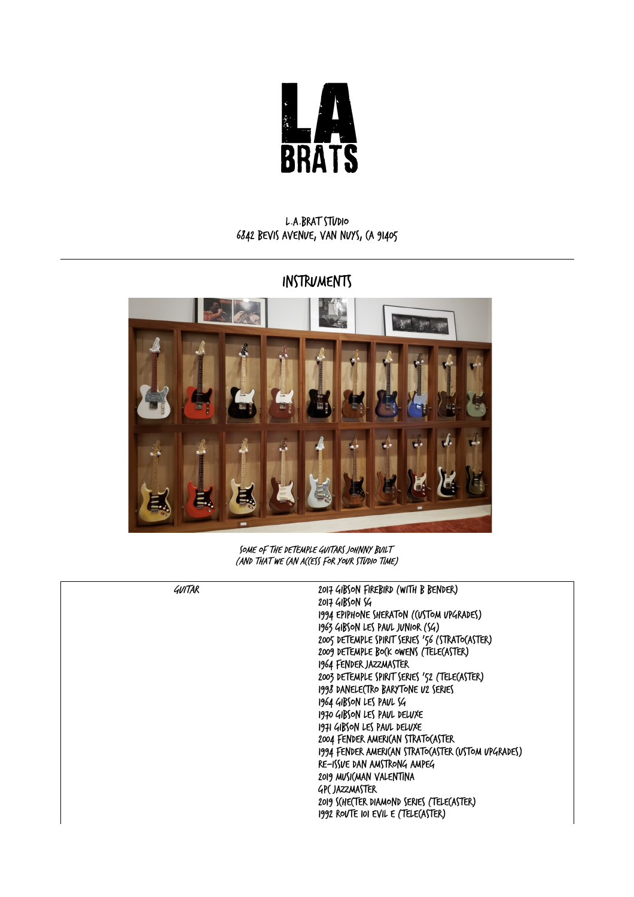# LA BRATS

L.A.BRAT STUDIO
6842 BEVIS AVENUE, VAN NUYS, CA 91405

---

## INSTRUMENTS

*SOME OF THE DETEMPLE GUITARS JOHNNY BUILT (AND THAT WE CAN ACCESS FOR YOUR STUDIO TIME)*

| GUITAR | 2017 GIBSON FIREBIRD (WITH B BENDER)<br>2017 GIBSON SG<br>1994 EPIPHONE SHERATON (CUSTOM UPGRADES)<br>1963 GIBSON LES PAUL JUNIOR (SG)<br>2005 DETEMPLE SPIRIT SERIES '56 (STRATOCASTER)<br>2009 DETEMPLE BUCK OWENS (TELECASTER)<br>1964 FENDER JAZZMASTER<br>2003 DETEMPLE SPIRIT SERIES '52 (TELECASTER)<br>1998 DANELECTRO BARYTONE U2 SERIES<br>1964 GIBSON LES PAUL SG<br>1970 GIBSON LES PAUL DELUXE<br>1971 GIBSON LES PAUL DELUXE<br>2004 FENDER AMERICAN STRATOCASTER<br>1994 FENDER AMERICAN STRATOCASTER CUSTOM UPGRADES)<br>RE-ISSUE DAN AMSTRONG AMPEG<br>2019 MUSICMAN VALENTINA<br>GPC JAZZMASTER<br>2019 SCHECTER DIAMOND SERIES (TELECASTER)<br>1992 ROUTE 101 EVIL E (TELECASTER) |
|---|---|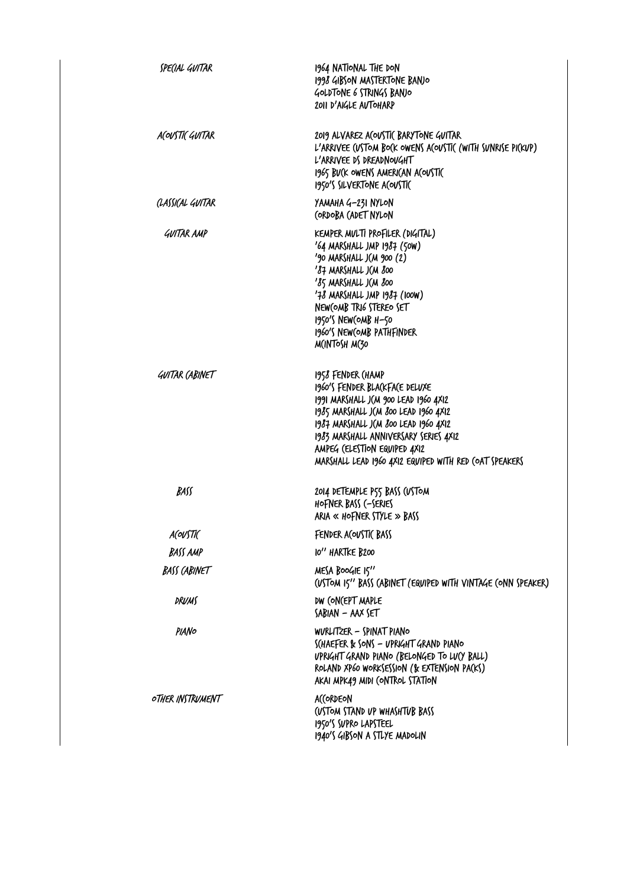| | |
|---|---|
| SPECIAL GUITAR | 1964 NATIONAL THE DON<br>1998 GIBSON MASTERTONE BANJO<br>GOLDTONE 6 STRINGS BANJO<br>2011 D'AIGLE AUTOHARP |
| ACOUSTIC GUITAR | 2019 ALVAREZ ACOUSTIC BARYTONE GUITAR<br>L'ARRIVEE CUSTOM BOCK OWENS ACOUSTIC (WITH SUNRISE PICKUP)<br>L'ARRIVEE DS DREADNOUGHT<br>1965 BUCK OWENS AMERICAN ACOUSTIC<br>1950'S SILVERTONE ACOUSTIC |
| CLASSICAL GUITAR | YAMAHA G-231 NYLON<br>CORDOBA CADET NYLON |
| GUITAR AMP | KEMPER MULTI PROFILER (DIGITAL)<br>'64 MARSHALL JMP 1987 (50W)<br>'90 MARSHALL JCM 900 (2)<br>'87 MARSHALL JCM 800<br>'85 MARSHALL JCM 800<br>'78 MARSHALL JMP 1987 (100W)<br>NEWCOMB TRI6 STEREO SET<br>1950'S NEWCOMB H-50<br>1960'S NEWCOMB PATHFINDER<br>MCINTOSH MC30 |
| GUITAR CABINET | 1958 FENDER CHAMP<br>1960'S FENDER BLACKFACE DELUXE<br>1991 MARSHALL JCM 900 LEAD 1960 4X12<br>1985 MARSHALL JCM 800 LEAD 1960 4X12<br>1987 MARSHALL JCM 800 LEAD 1960 4X12<br>1983 MARSHALL ANNIVERSARY SERIES 4X12<br>AMPEG CELESTION EQUIPED 4X12<br>MARSHALL LEAD 1960 4X12 EQUIPED WITH RED COAT SPEAKERS |
| BASS | 2014 DETEMPLE P55 BASS CUSTOM<br>HOFNER BASS C-SERIES<br>ARIA « HOFNER STYLE » BASS |
| ACOUSTIC | FENDER ACOUSTIC BASS |
| BASS AMP | 10'' HARTKE B200 |
| BASS CABINET | MESA BOOGIE 15''<br>CUSTOM 15'' BASS CABINET (EQUIPED WITH VINTAGE CONN SPEAKER) |
| DRUMS | DW CONCEPT MAPLE<br>SABIAN - AAX SET |
| PIANO | WURLITZER - SPINAT PIANO<br>SCHAEFER & SONS - UPRIGHT GRAND PIANO<br>UPRIGHT GRAND PIANO (BELONGED TO LUCY BALL)<br>ROLAND XP60 WORKSESSION (& EXTENSION PACKS)<br>AKAI MPK49 MIDI CONTROL STATION |
| OTHER INSTRUMENT | ACCORDEON<br>CUSTOM STAND UP WHASHTUB BASS<br>1950'S SUPRO LAPSTEEL<br>1940'S GIBSON A STLYE MADOLIN |